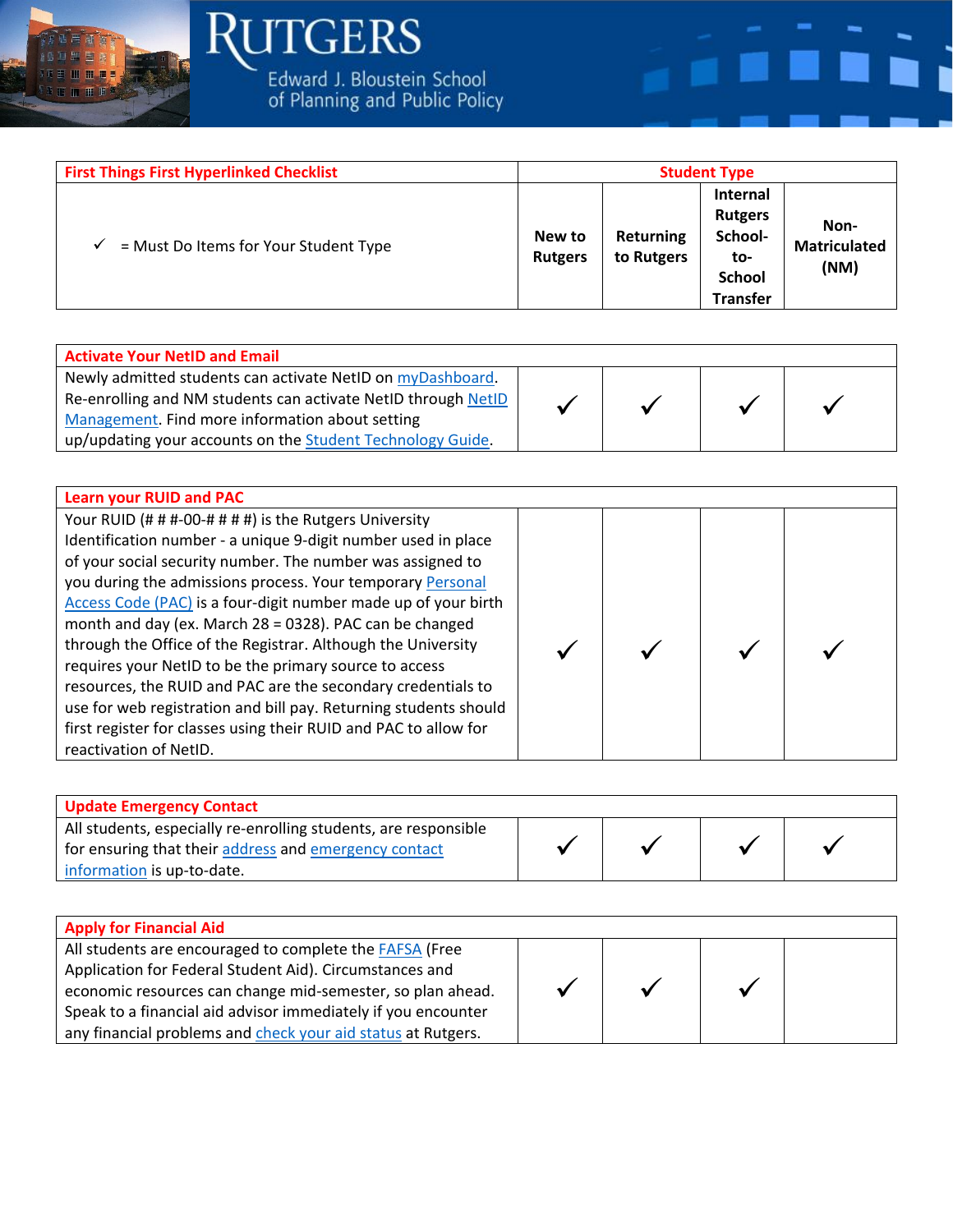Rutgers Edward J. Bloustein School of Planning and Public Policy

| First Things First Hyperlinked Checklist | Student Type | | | |
|---|---|---|---|---|
| ✓ = Must Do Items for Your Student Type | New to Rutgers | Returning to Rutgers | Internal Rutgers School-to-School Transfer | Non-Matriculated (NM) |

| **Activate Your NetID and Email** | | | | |
|---|---|---|---|---|
| Newly admitted students can activate NetID on myDashboard. Re-enrolling and NM students can activate NetID through NetID Management. Find more information about setting up/updating your accounts on the Student Technology Guide. | ✓ | ✓ | ✓ | ✓ |

| **Learn your RUID and PAC** | | | | |
|---|---|---|---|---|
| Your RUID (# # #-00-# # # #) is the Rutgers University Identification number - a unique 9-digit number used in place of your social security number. The number was assigned to you during the admissions process. Your temporary Personal Access Code (PAC) is a four-digit number made up of your birth month and day (ex. March 28 = 0328). PAC can be changed through the Office of the Registrar. Although the University requires your NetID to be the primary source to access resources, the RUID and PAC are the secondary credentials to use for web registration and bill pay. Returning students should first register for classes using their RUID and PAC to allow for reactivation of NetID. | ✓ | ✓ | ✓ | ✓ |

| **Update Emergency Contact** | | | | |
|---|---|---|---|---|
| All students, especially re-enrolling students, are responsible for ensuring that their address and emergency contact information is up-to-date. | ✓ | ✓ | ✓ | ✓ |

| **Apply for Financial Aid** | | | | |
|---|---|---|---|---|
| All students are encouraged to complete the FAFSA (Free Application for Federal Student Aid). Circumstances and economic resources can change mid-semester, so plan ahead. Speak to a financial aid advisor immediately if you encounter any financial problems and check your aid status at Rutgers. | ✓ | ✓ | ✓ | |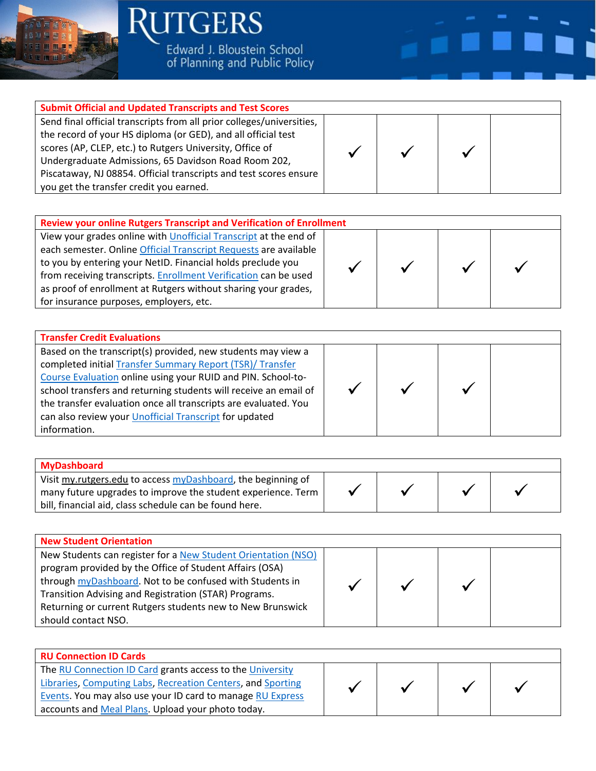| Submit Official and Updated Transcripts and Test Scores | | | | |
|---|---|---|---|---|
| Send final official transcripts from all prior colleges/universities, the record of your HS diploma (or GED), and all official test scores (AP, CLEP, etc.) to Rutgers University, Office of Undergraduate Admissions, 65 Davidson Road Room 202, Piscataway, NJ 08854. Official transcripts and test scores ensure you get the transfer credit you earned. | ✓ | ✓ | ✓ | |

| Review your online Rutgers Transcript and Verification of Enrollment | | | | |
|---|---|---|---|---|
| View your grades online with Unofficial Transcript at the end of each semester. Online Official Transcript Requests are available to you by entering your NetID. Financial holds preclude you from receiving transcripts. Enrollment Verification can be used as proof of enrollment at Rutgers without sharing your grades, for insurance purposes, employers, etc. | ✓ | ✓ | ✓ | ✓ |

| Transfer Credit Evaluations | | | | |
|---|---|---|---|---|
| Based on the transcript(s) provided, new students may view a completed initial Transfer Summary Report (TSR)/ Transfer Course Evaluation online using your RUID and PIN. School-to-school transfers and returning students will receive an email of the transfer evaluation once all transcripts are evaluated. You can also review your Unofficial Transcript for updated information. | ✓ | ✓ | ✓ | |

| MyDashboard | | | | |
|---|---|---|---|---|
| Visit my.rutgers.edu to access myDashboard, the beginning of many future upgrades to improve the student experience. Term bill, financial aid, class schedule can be found here. | ✓ | ✓ | ✓ | ✓ |

| New Student Orientation | | | | |
|---|---|---|---|---|
| New Students can register for a New Student Orientation (NSO) program provided by the Office of Student Affairs (OSA) through myDashboard. Not to be confused with Students in Transition Advising and Registration (STAR) Programs. Returning or current Rutgers students new to New Brunswick should contact NSO. | ✓ | ✓ | ✓ | |

| RU Connection ID Cards | | | | |
|---|---|---|---|---|
| The RU Connection ID Card grants access to the University Libraries, Computing Labs, Recreation Centers, and Sporting Events. You may also use your ID card to manage RU Express accounts and Meal Plans. Upload your photo today. | ✓ | ✓ | ✓ | ✓ |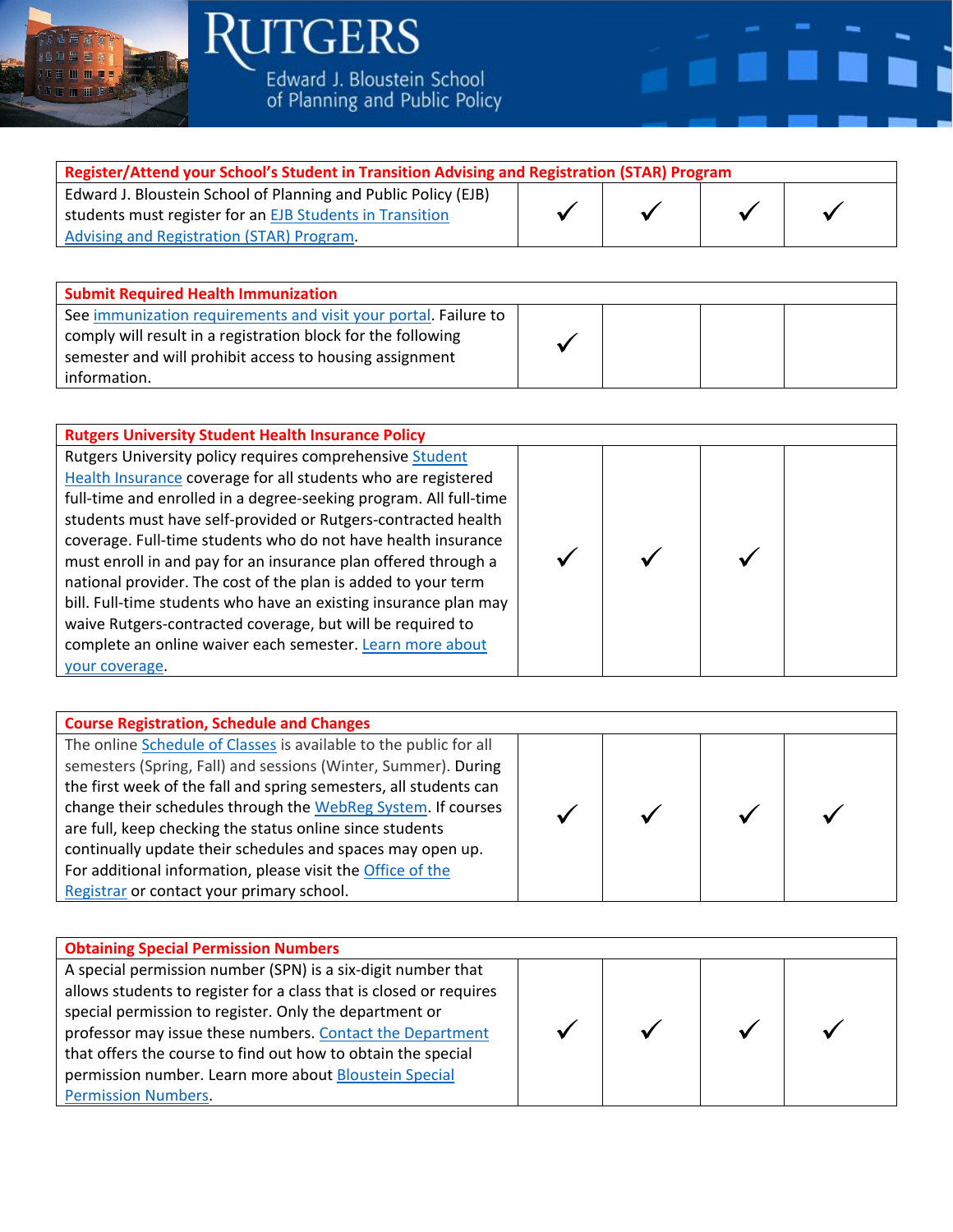| Register/Attend your School's Student in Transition Advising and Registration (STAR) Program | | | | |
|---|---|---|---|---|
| Edward J. Bloustein School of Planning and Public Policy (EJB) students must register for an EJB Students in Transition Advising and Registration (STAR) Program. | ✓ | ✓ | ✓ | ✓ |

| Submit Required Health Immunization | | | | |
|---|---|---|---|---|
| See immunization requirements and visit your portal. Failure to comply will result in a registration block for the following semester and will prohibit access to housing assignment information. | ✓ | | | |

| Rutgers University Student Health Insurance Policy | | | | |
|---|---|---|---|---|
| Rutgers University policy requires comprehensive Student Health Insurance coverage for all students who are registered full-time and enrolled in a degree-seeking program. All full-time students must have self-provided or Rutgers-contracted health coverage. Full-time students who do not have health insurance must enroll in and pay for an insurance plan offered through a national provider. The cost of the plan is added to your term bill. Full-time students who have an existing insurance plan may waive Rutgers-contracted coverage, but will be required to complete an online waiver each semester. Learn more about your coverage. | ✓ | ✓ | ✓ | |

| Course Registration, Schedule and Changes | | | | |
|---|---|---|---|---|
| The online Schedule of Classes is available to the public for all semesters (Spring, Fall) and sessions (Winter, Summer). During the first week of the fall and spring semesters, all students can change their schedules through the WebReg System. If courses are full, keep checking the status online since students continually update their schedules and spaces may open up. For additional information, please visit the Office of the Registrar or contact your primary school. | ✓ | ✓ | ✓ | ✓ |

| Obtaining Special Permission Numbers | | | | |
|---|---|---|---|---|
| A special permission number (SPN) is a six-digit number that allows students to register for a class that is closed or requires special permission to register. Only the department or professor may issue these numbers. Contact the Department that offers the course to find out how to obtain the special permission number. Learn more about Bloustein Special Permission Numbers. | ✓ | ✓ | ✓ | ✓ |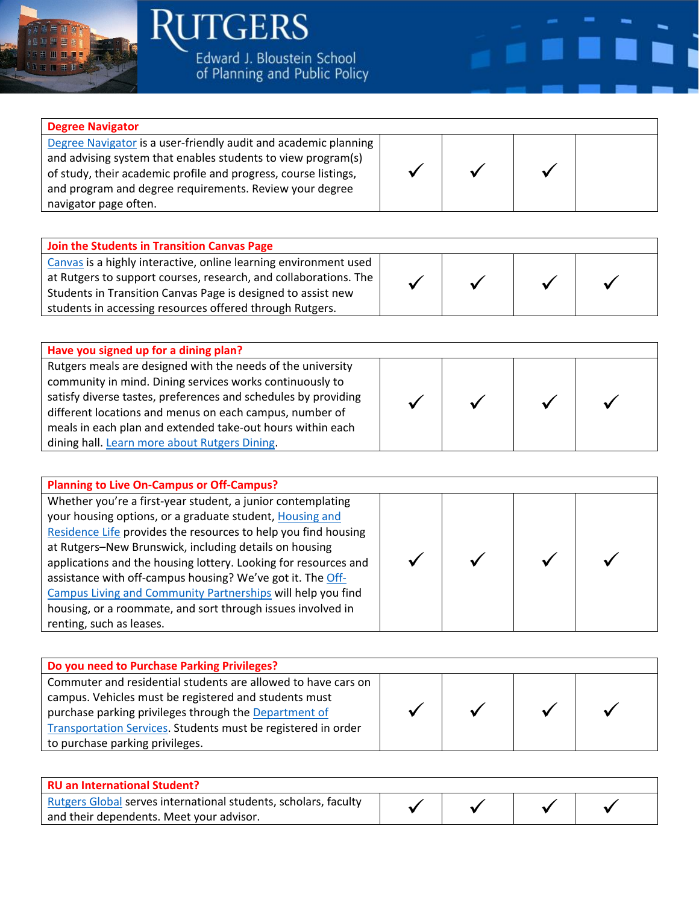| Degree Navigator | | | | |
|---|---|---|---|---|
| Degree Navigator is a user-friendly audit and academic planning and advising system that enables students to view program(s) of study, their academic profile and progress, course listings, and program and degree requirements. Review your degree navigator page often. | ✓ | ✓ | ✓ | |

| Join the Students in Transition Canvas Page | | | | |
|---|---|---|---|---|
| Canvas is a highly interactive, online learning environment used at Rutgers to support courses, research, and collaborations. The Students in Transition Canvas Page is designed to assist new students in accessing resources offered through Rutgers. | ✓ | ✓ | ✓ | ✓ |

| Have you signed up for a dining plan? | | | | |
|---|---|---|---|---|
| Rutgers meals are designed with the needs of the university community in mind. Dining services works continuously to satisfy diverse tastes, preferences and schedules by providing different locations and menus on each campus, number of meals in each plan and extended take-out hours within each dining hall. Learn more about Rutgers Dining. | ✓ | ✓ | ✓ | ✓ |

| Planning to Live On-Campus or Off-Campus? | | | | |
|---|---|---|---|---|
| Whether you're a first-year student, a junior contemplating your housing options, or a graduate student, Housing and Residence Life provides the resources to help you find housing at Rutgers–New Brunswick, including details on housing applications and the housing lottery. Looking for resources and assistance with off-campus housing? We've got it. The Off-Campus Living and Community Partnerships will help you find housing, or a roommate, and sort through issues involved in renting, such as leases. | ✓ | ✓ | ✓ | ✓ |

| Do you need to Purchase Parking Privileges? | | | | |
|---|---|---|---|---|
| Commuter and residential students are allowed to have cars on campus. Vehicles must be registered and students must purchase parking privileges through the Department of Transportation Services. Students must be registered in order to purchase parking privileges. | ✓ | ✓ | ✓ | ✓ |

| RU an International Student? | | | | |
|---|---|---|---|---|
| Rutgers Global serves international students, scholars, faculty and their dependents. Meet your advisor. | ✓ | ✓ | ✓ | ✓ |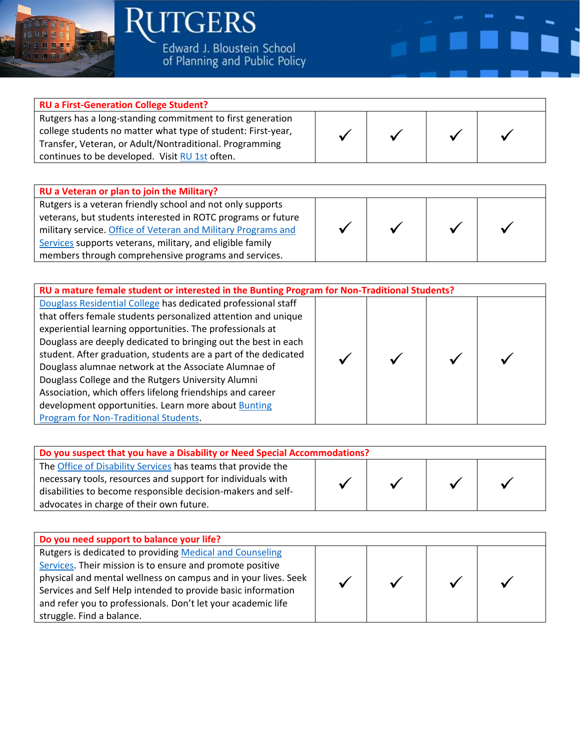| RU a First-Generation College Student? | | | | |
| --- | --- | --- | --- | --- |
| Rutgers has a long-standing commitment to first generation college students no matter what type of student: First-year, Transfer, Veteran, or Adult/Nontraditional. Programming continues to be developed. Visit RU 1st often. | ✓ | ✓ | ✓ | ✓ |

| RU a Veteran or plan to join the Military? | | | | |
| --- | --- | --- | --- | --- |
| Rutgers is a veteran friendly school and not only supports veterans, but students interested in ROTC programs or future military service. Office of Veteran and Military Programs and Services supports veterans, military, and eligible family members through comprehensive programs and services. | ✓ | ✓ | ✓ | ✓ |

| RU a mature female student or interested in the Bunting Program for Non-Traditional Students? | | | | |
| --- | --- | --- | --- | --- |
| Douglass Residential College has dedicated professional staff that offers female students personalized attention and unique experiential learning opportunities. The professionals at Douglass are deeply dedicated to bringing out the best in each student. After graduation, students are a part of the dedicated Douglass alumnae network at the Associate Alumnae of Douglass College and the Rutgers University Alumni Association, which offers lifelong friendships and career development opportunities. Learn more about Bunting Program for Non-Traditional Students. | ✓ | ✓ | ✓ | ✓ |

| Do you suspect that you have a Disability or Need Special Accommodations? | | | | |
| --- | --- | --- | --- | --- |
| The Office of Disability Services has teams that provide the necessary tools, resources and support for individuals with disabilities to become responsible decision-makers and self-advocates in charge of their own future. | ✓ | ✓ | ✓ | ✓ |

| Do you need support to balance your life? | | | | |
| --- | --- | --- | --- | --- |
| Rutgers is dedicated to providing Medical and Counseling Services. Their mission is to ensure and promote positive physical and mental wellness on campus and in your lives. Seek Services and Self Help intended to provide basic information and refer you to professionals. Don't let your academic life struggle. Find a balance. | ✓ | ✓ | ✓ | ✓ |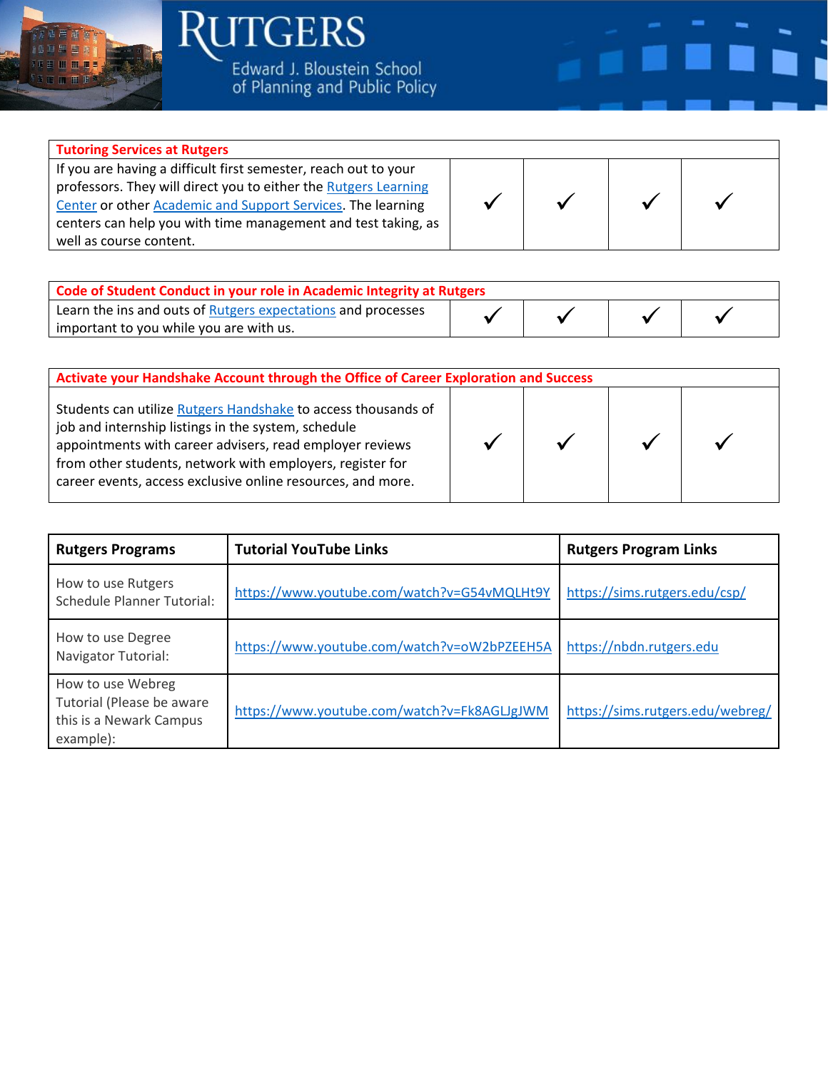| Tutoring Services at Rutgers | | | | |
| --- | --- | --- | --- | --- |
| If you are having a difficult first semester, reach out to your professors. They will direct you to either the Rutgers Learning Center or other Academic and Support Services. The learning centers can help you with time management and test taking, as well as course content. | ✓ | ✓ | ✓ | ✓ |

| Code of Student Conduct in your role in Academic Integrity at Rutgers | | | | |
| --- | --- | --- | --- | --- |
| Learn the ins and outs of Rutgers expectations and processes important to you while you are with us. | ✓ | ✓ | ✓ | ✓ |

| Activate your Handshake Account through the Office of Career Exploration and Success | | | | |
| --- | --- | --- | --- | --- |
| Students can utilize Rutgers Handshake to access thousands of job and internship listings in the system, schedule appointments with career advisers, read employer reviews from other students, network with employers, register for career events, access exclusive online resources, and more. | ✓ | ✓ | ✓ | ✓ |

| Rutgers Programs | Tutorial YouTube Links | Rutgers Program Links |
| --- | --- | --- |
| How to use Rutgers Schedule Planner Tutorial: | https://www.youtube.com/watch?v=G54vMQLHt9Y | https://sims.rutgers.edu/csp/ |
| How to use Degree Navigator Tutorial: | https://www.youtube.com/watch?v=oW2bPZEEH5A | https://nbdn.rutgers.edu |
| How to use Webreg Tutorial (Please be aware this is a Newark Campus example): | https://www.youtube.com/watch?v=Fk8AGLJgJWM | https://sims.rutgers.edu/webreg/ |